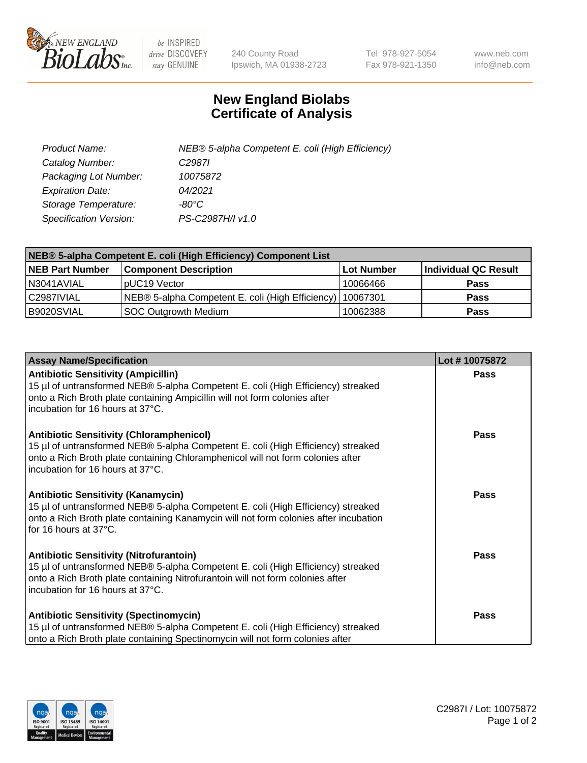240 County Road
Ipswich, MA 01938-2723

Tel 978-927-5054
Fax 978-921-1350

www.neb.com
info@neb.com

# New England Biolabs
# Certificate of Analysis

| | |
|---|---|
| *Product Name:* | *NEB® 5-alpha Competent E. coli (High Efficiency)* |
| *Catalog Number:* | *C2987I* |
| *Packaging Lot Number:* | *10075872* |
| *Expiration Date:* | *04/2021* |
| *Storage Temperature:* | *-80°C* |
| *Specification Version:* | *PS-C2987H/I v1.0* |

| NEB® 5-alpha Competent E. coli (High Efficiency) Component List | | | |
|---|---|---|---|
| **NEB Part Number** | **Component Description** | **Lot Number** | **Individual QC Result** |
| N3041AVIAL | pUC19 Vector | 10066466 | **Pass** |
| C2987IVIAL | NEB® 5-alpha Competent E. coli (High Efficiency) | 10067301 | **Pass** |
| B9020SVIAL | SOC Outgrowth Medium | 10062388 | **Pass** |

| Assay Name/Specification | Lot # 10075872 |
|---|---|
| **Antibiotic Sensitivity (Ampicillin)**<br>15 µl of untransformed NEB® 5-alpha Competent E. coli (High Efficiency) streaked onto a Rich Broth plate containing Ampicillin will not form colonies after incubation for 16 hours at 37°C. | **Pass** |
| **Antibiotic Sensitivity (Chloramphenicol)**<br>15 µl of untransformed NEB® 5-alpha Competent E. coli (High Efficiency) streaked onto a Rich Broth plate containing Chloramphenicol will not form colonies after incubation for 16 hours at 37°C. | **Pass** |
| **Antibiotic Sensitivity (Kanamycin)**<br>15 µl of untransformed NEB® 5-alpha Competent E. coli (High Efficiency) streaked onto a Rich Broth plate containing Kanamycin will not form colonies after incubation for 16 hours at 37°C. | **Pass** |
| **Antibiotic Sensitivity (Nitrofurantoin)**<br>15 µl of untransformed NEB® 5-alpha Competent E. coli (High Efficiency) streaked onto a Rich Broth plate containing Nitrofurantoin will not form colonies after incubation for 16 hours at 37°C. | **Pass** |
| **Antibiotic Sensitivity (Spectinomycin)**<br>15 µl of untransformed NEB® 5-alpha Competent E. coli (High Efficiency) streaked onto a Rich Broth plate containing Spectinomycin will not form colonies after | **Pass** |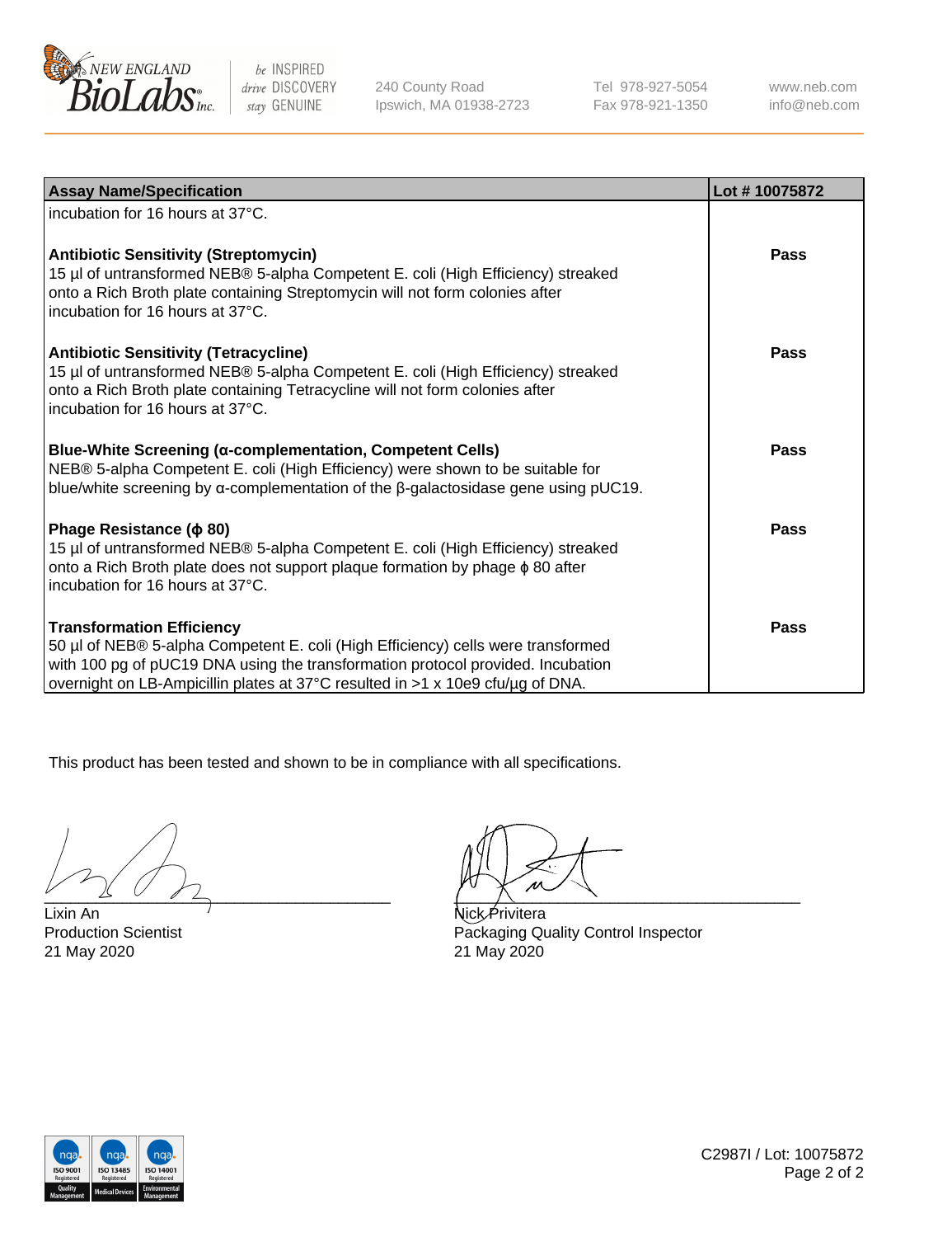| Assay Name/Specification | Lot # 10075872 |
|---|---|
| incubation for 16 hours at 37°C. | |
| **Antibiotic Sensitivity (Streptomycin)**<br>15 µl of untransformed NEB® 5-alpha Competent E. coli (High Efficiency) streaked onto a Rich Broth plate containing Streptomycin will not form colonies after incubation for 16 hours at 37°C. | Pass |
| **Antibiotic Sensitivity (Tetracycline)**<br>15 µl of untransformed NEB® 5-alpha Competent E. coli (High Efficiency) streaked onto a Rich Broth plate containing Tetracycline will not form colonies after incubation for 16 hours at 37°C. | Pass |
| **Blue-White Screening (α-complementation, Competent Cells)**<br>NEB® 5-alpha Competent E. coli (High Efficiency) were shown to be suitable for blue/white screening by α-complementation of the β-galactosidase gene using pUC19. | Pass |
| **Phage Resistance (ϕ 80)**<br>15 µl of untransformed NEB® 5-alpha Competent E. coli (High Efficiency) streaked onto a Rich Broth plate does not support plaque formation by phage ϕ 80 after incubation for 16 hours at 37°C. | Pass |
| **Transformation Efficiency**<br>50 µl of NEB® 5-alpha Competent E. coli (High Efficiency) cells were transformed with 100 pg of pUC19 DNA using the transformation protocol provided. Incubation overnight on LB-Ampicillin plates at 37°C resulted in >1 x 10e9 cfu/µg of DNA. | Pass |

This product has been tested and shown to be in compliance with all specifications.

Lixin An
Production Scientist
21 May 2020

Nick Privitera
Packaging Quality Control Inspector
21 May 2020

C2987I / Lot: 10075872